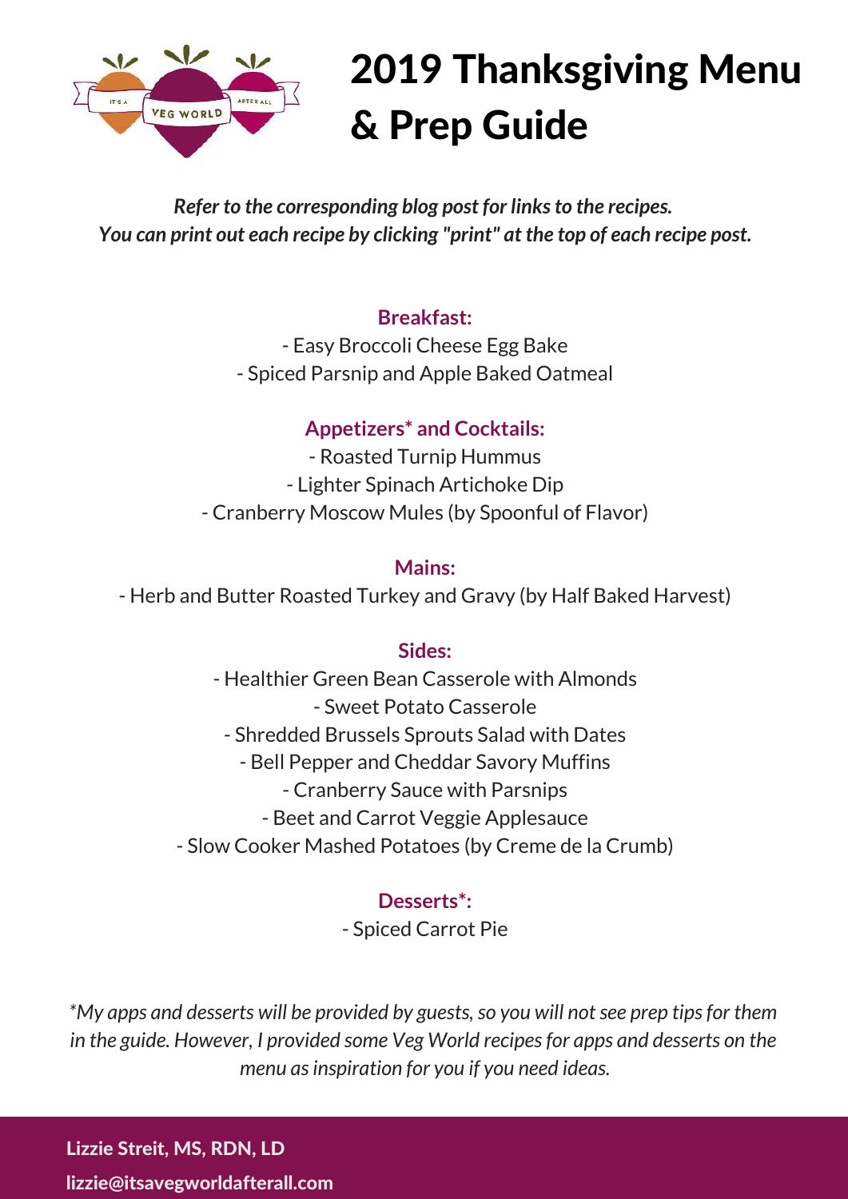# 2019 Thanksgiving Menu & Prep Guide

*Refer to the corresponding blog post for links to the recipes.*
*You can print out each recipe by clicking "print" at the top of each recipe post.*

**Breakfast:**

- Easy Broccoli Cheese Egg Bake
- Spiced Parsnip and Apple Baked Oatmeal

**Appetizers* and Cocktails:**

- Roasted Turnip Hummus
- Lighter Spinach Artichoke Dip
- Cranberry Moscow Mules (by Spoonful of Flavor)

**Mains:**

- Herb and Butter Roasted Turkey and Gravy (by Half Baked Harvest)

**Sides:**

- Healthier Green Bean Casserole with Almonds
- Sweet Potato Casserole
- Shredded Brussels Sprouts Salad with Dates
- Bell Pepper and Cheddar Savory Muffins
- Cranberry Sauce with Parsnips
- Beet and Carrot Veggie Applesauce
- Slow Cooker Mashed Potatoes (by Creme de la Crumb)

**Desserts*:**

- Spiced Carrot Pie

*\*My apps and desserts will be provided by guests, so you will not see prep tips for them in the guide. However, I provided some Veg World recipes for apps and desserts on the menu as inspiration for you if you need ideas.*

**Lizzie Streit, MS, RDN, LD**

**lizzie@itsavegworldafterall.com**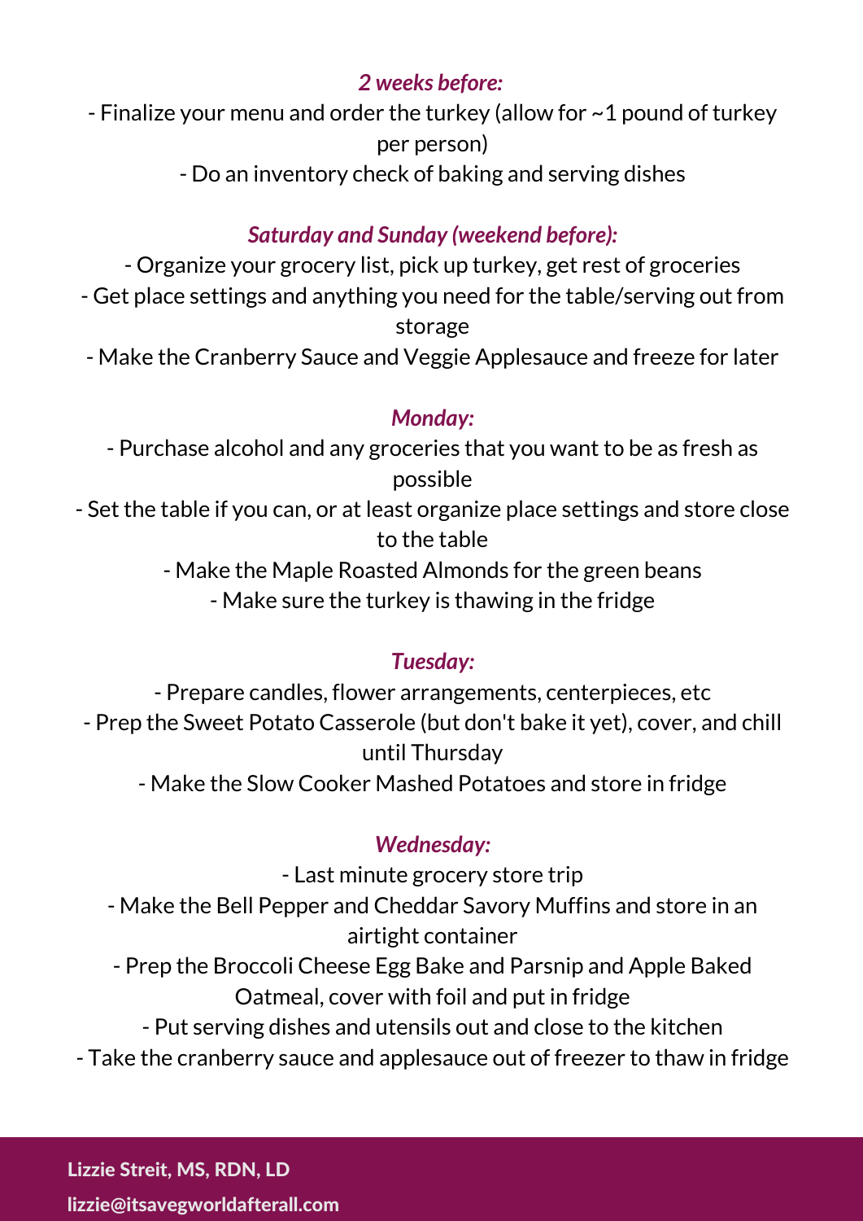*2 weeks before:*

- Finalize your menu and order the turkey (allow for ~1 pound of turkey per person)
- Do an inventory check of baking and serving dishes

*Saturday and Sunday (weekend before):*

- Organize your grocery list, pick up turkey, get rest of groceries
- Get place settings and anything you need for the table/serving out from storage
- Make the Cranberry Sauce and Veggie Applesauce and freeze for later

*Monday:*

- Purchase alcohol and any groceries that you want to be as fresh as possible
- Set the table if you can, or at least organize place settings and store close to the table
- Make the Maple Roasted Almonds for the green beans
- Make sure the turkey is thawing in the fridge

*Tuesday:*

- Prepare candles, flower arrangements, centerpieces, etc
- Prep the Sweet Potato Casserole (but don't bake it yet), cover, and chill until Thursday
- Make the Slow Cooker Mashed Potatoes and store in fridge

*Wednesday:*

- Last minute grocery store trip
- Make the Bell Pepper and Cheddar Savory Muffins and store in an airtight container
- Prep the Broccoli Cheese Egg Bake and Parsnip and Apple Baked Oatmeal, cover with foil and put in fridge
- Put serving dishes and utensils out and close to the kitchen
- Take the cranberry sauce and applesauce out of freezer to thaw in fridge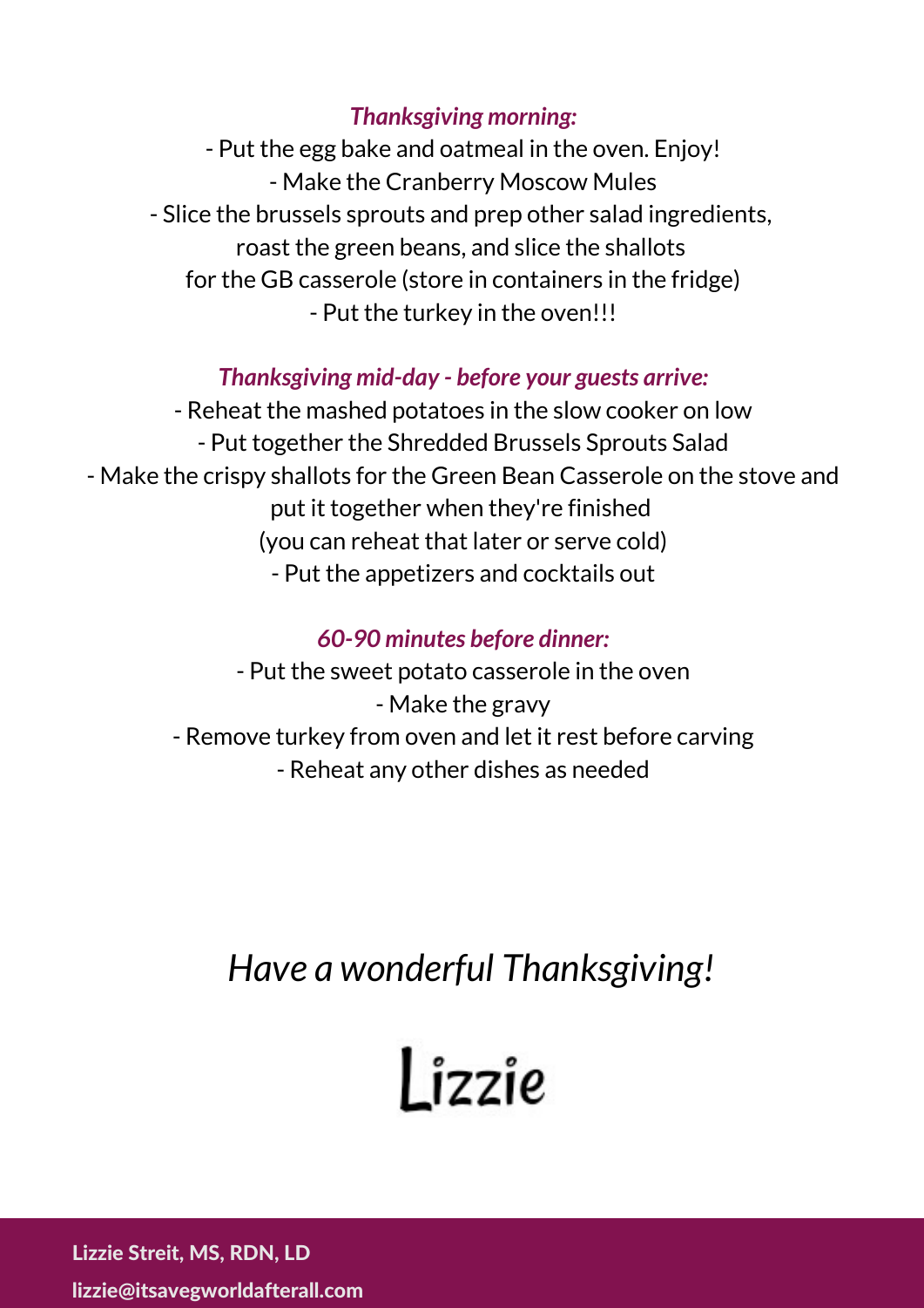***Thanksgiving morning:***

- Put the egg bake and oatmeal in the oven. Enjoy!
- Make the Cranberry Moscow Mules
- Slice the brussels sprouts and prep other salad ingredients, roast the green beans, and slice the shallots for the GB casserole (store in containers in the fridge)
- Put the turkey in the oven!!!

***Thanksgiving mid-day - before your guests arrive:***

- Reheat the mashed potatoes in the slow cooker on low
- Put together the Shredded Brussels Sprouts Salad
- Make the crispy shallots for the Green Bean Casserole on the stove and put it together when they're finished (you can reheat that later or serve cold)
- Put the appetizers and cocktails out

***60-90 minutes before dinner:***

- Put the sweet potato casserole in the oven
- Make the gravy
- Remove turkey from oven and let it rest before carving
- Reheat any other dishes as needed

*Have a wonderful Thanksgiving!*

Lizzie

**Lizzie Streit, MS, RDN, LD**
**lizzie@itsavegworldafterall.com**